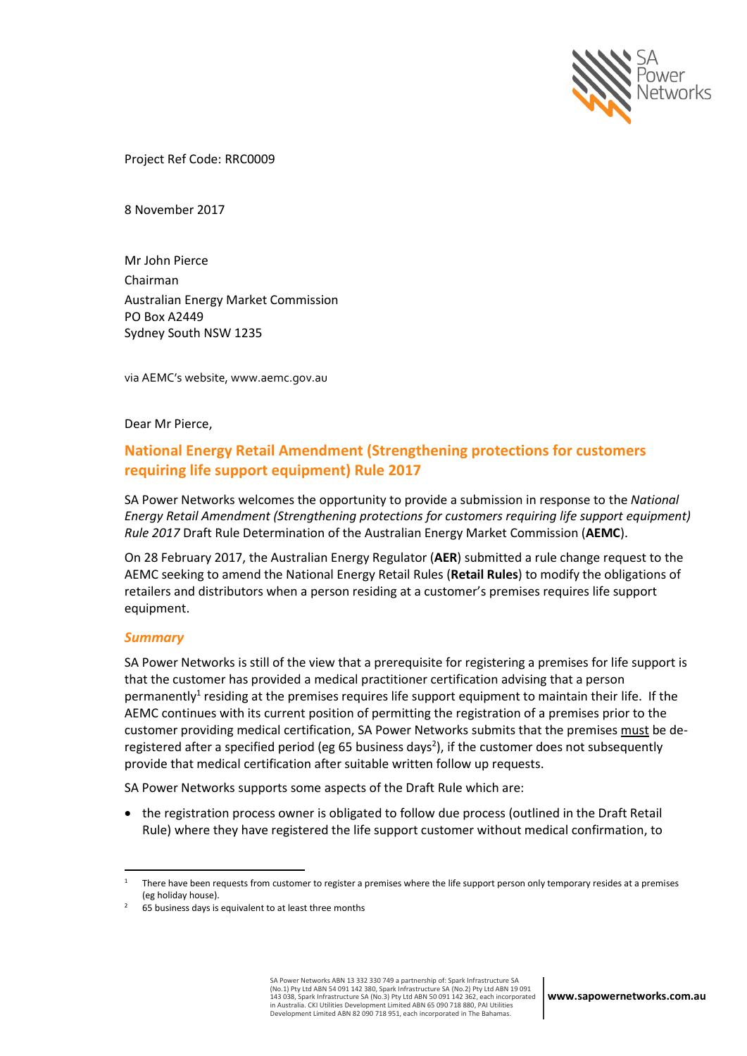Project Ref Code: RRC0009

8 November 2017

Mr John Pierce
Chairman
Australian Energy Market Commission
PO Box A2449
Sydney South NSW 1235

via AEMC's website, www.aemc.gov.au

Dear Mr Pierce,

## National Energy Retail Amendment (Strengthening protections for customers requiring life support equipment) Rule 2017

SA Power Networks welcomes the opportunity to provide a submission in response to the *National Energy Retail Amendment (Strengthening protections for customers requiring life support equipment) Rule 2017* Draft Rule Determination of the Australian Energy Market Commission (**AEMC**).

On 28 February 2017, the Australian Energy Regulator (**AER**) submitted a rule change request to the AEMC seeking to amend the National Energy Retail Rules (**Retail Rules**) to modify the obligations of retailers and distributors when a person residing at a customer's premises requires life support equipment.

### *Summary*

SA Power Networks is still of the view that a prerequisite for registering a premises for life support is that the customer has provided a medical practitioner certification advising that a person permanently[1] residing at the premises requires life support equipment to maintain their life. If the AEMC continues with its current position of permitting the registration of a premises prior to the customer providing medical certification, SA Power Networks submits that the premises must be de-registered after a specified period (eg 65 business days[2]), if the customer does not subsequently provide that medical certification after suitable written follow up requests.

SA Power Networks supports some aspects of the Draft Rule which are:

- the registration process owner is obligated to follow due process (outlined in the Draft Retail Rule) where they have registered the life support customer without medical confirmation, to

---

[1] There have been requests from customer to register a premises where the life support person only temporary resides at a premises (eg holiday house).

[2] 65 business days is equivalent to at least three months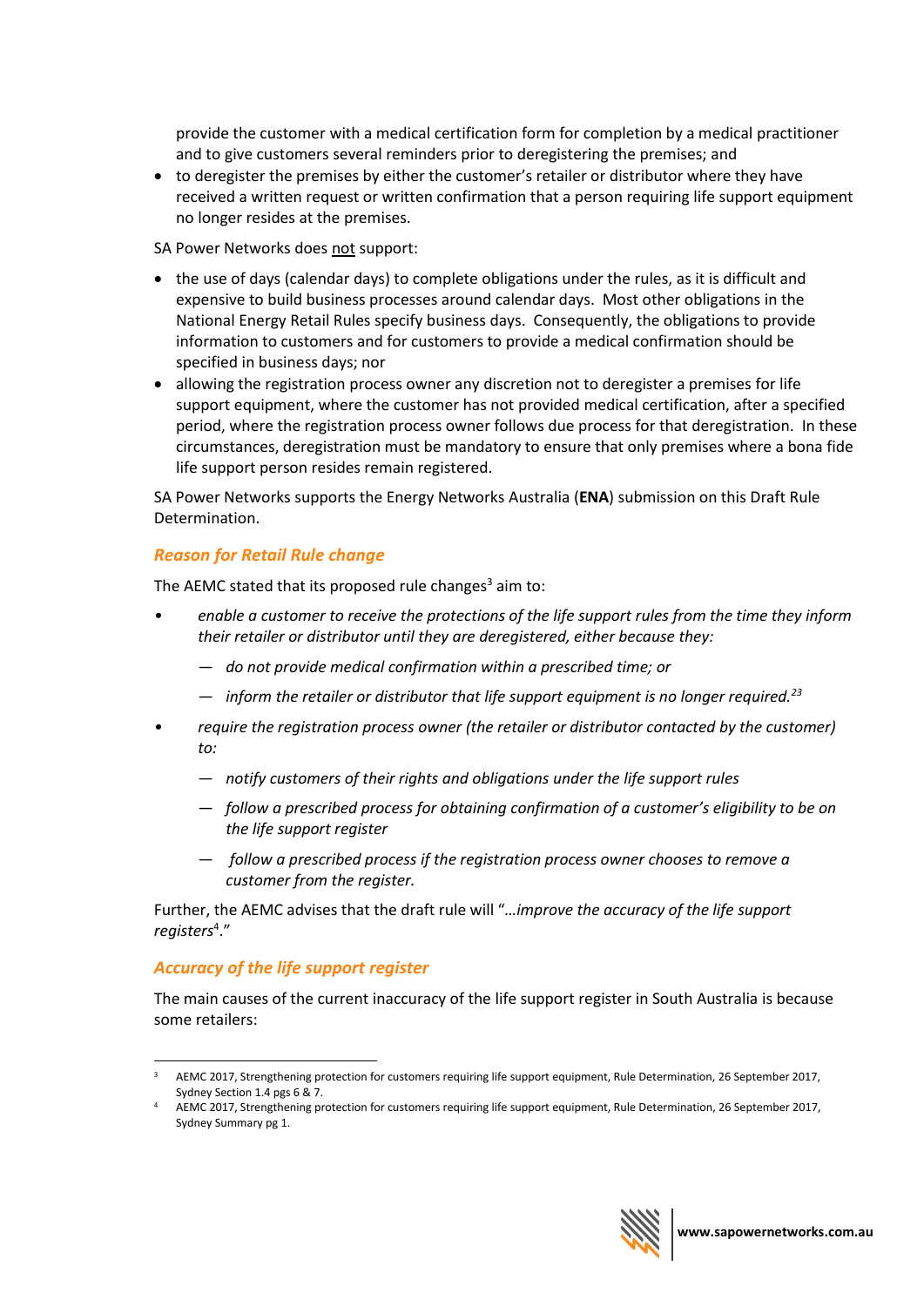provide the customer with a medical certification form for completion by a medical practitioner and to give customers several reminders prior to deregistering the premises; and

- to deregister the premises by either the customer's retailer or distributor where they have received a written request or written confirmation that a person requiring life support equipment no longer resides at the premises.

SA Power Networks does not support:

- the use of days (calendar days) to complete obligations under the rules, as it is difficult and expensive to build business processes around calendar days. Most other obligations in the National Energy Retail Rules specify business days. Consequently, the obligations to provide information to customers and for customers to provide a medical confirmation should be specified in business days; nor
- allowing the registration process owner any discretion not to deregister a premises for life support equipment, where the customer has not provided medical certification, after a specified period, where the registration process owner follows due process for that deregistration. In these circumstances, deregistration must be mandatory to ensure that only premises where a bona fide life support person resides remain registered.

SA Power Networks supports the Energy Networks Australia (**ENA**) submission on this Draft Rule Determination.

## *Reason for Retail Rule change*

The AEMC stated that its proposed rule changes[3] aim to:

- *enable a customer to receive the protections of the life support rules from the time they inform their retailer or distributor until they are deregistered, either because they:*
  - *do not provide medical confirmation within a prescribed time; or*
  - *inform the retailer or distributor that life support equipment is no longer required.[23]*
- *require the registration process owner (the retailer or distributor contacted by the customer) to:*
  - *notify customers of their rights and obligations under the life support rules*
  - *follow a prescribed process for obtaining confirmation of a customer's eligibility to be on the life support register*
  - *follow a prescribed process if the registration process owner chooses to remove a customer from the register.*

Further, the AEMC advises that the draft rule will "*…improve the accuracy of the life support registers*[4]."

## *Accuracy of the life support register*

The main causes of the current inaccuracy of the life support register in South Australia is because some retailers:

---

[3] AEMC 2017, Strengthening protection for customers requiring life support equipment, Rule Determination, 26 September 2017, Sydney Section 1.4 pgs 6 & 7.

[4] AEMC 2017, Strengthening protection for customers requiring life support equipment, Rule Determination, 26 September 2017, Sydney Summary pg 1.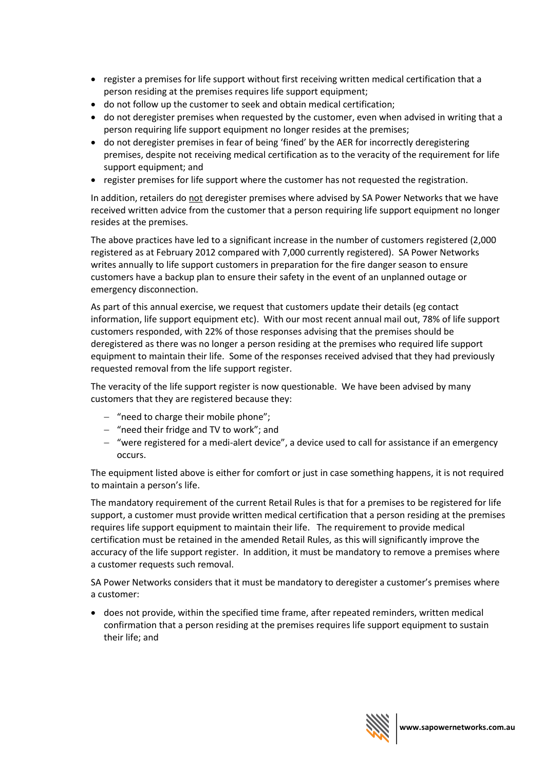- register a premises for life support without first receiving written medical certification that a person residing at the premises requires life support equipment;
- do not follow up the customer to seek and obtain medical certification;
- do not deregister premises when requested by the customer, even when advised in writing that a person requiring life support equipment no longer resides at the premises;
- do not deregister premises in fear of being 'fined' by the AER for incorrectly deregistering premises, despite not receiving medical certification as to the veracity of the requirement for life support equipment; and
- register premises for life support where the customer has not requested the registration.

In addition, retailers do <u>not</u> deregister premises where advised by SA Power Networks that we have received written advice from the customer that a person requiring life support equipment no longer resides at the premises.

The above practices have led to a significant increase in the number of customers registered (2,000 registered as at February 2012 compared with 7,000 currently registered). SA Power Networks writes annually to life support customers in preparation for the fire danger season to ensure customers have a backup plan to ensure their safety in the event of an unplanned outage or emergency disconnection.

As part of this annual exercise, we request that customers update their details (eg contact information, life support equipment etc). With our most recent annual mail out, 78% of life support customers responded, with 22% of those responses advising that the premises should be deregistered as there was no longer a person residing at the premises who required life support equipment to maintain their life. Some of the responses received advised that they had previously requested removal from the life support register.

The veracity of the life support register is now questionable. We have been advised by many customers that they are registered because they:

- "need to charge their mobile phone";
- "need their fridge and TV to work"; and
- "were registered for a medi-alert device", a device used to call for assistance if an emergency occurs.

The equipment listed above is either for comfort or just in case something happens, it is not required to maintain a person's life.

The mandatory requirement of the current Retail Rules is that for a premises to be registered for life support, a customer must provide written medical certification that a person residing at the premises requires life support equipment to maintain their life. The requirement to provide medical certification must be retained in the amended Retail Rules, as this will significantly improve the accuracy of the life support register. In addition, it must be mandatory to remove a premises where a customer requests such removal.

SA Power Networks considers that it must be mandatory to deregister a customer's premises where a customer:

- does not provide, within the specified time frame, after repeated reminders, written medical confirmation that a person residing at the premises requires life support equipment to sustain their life; and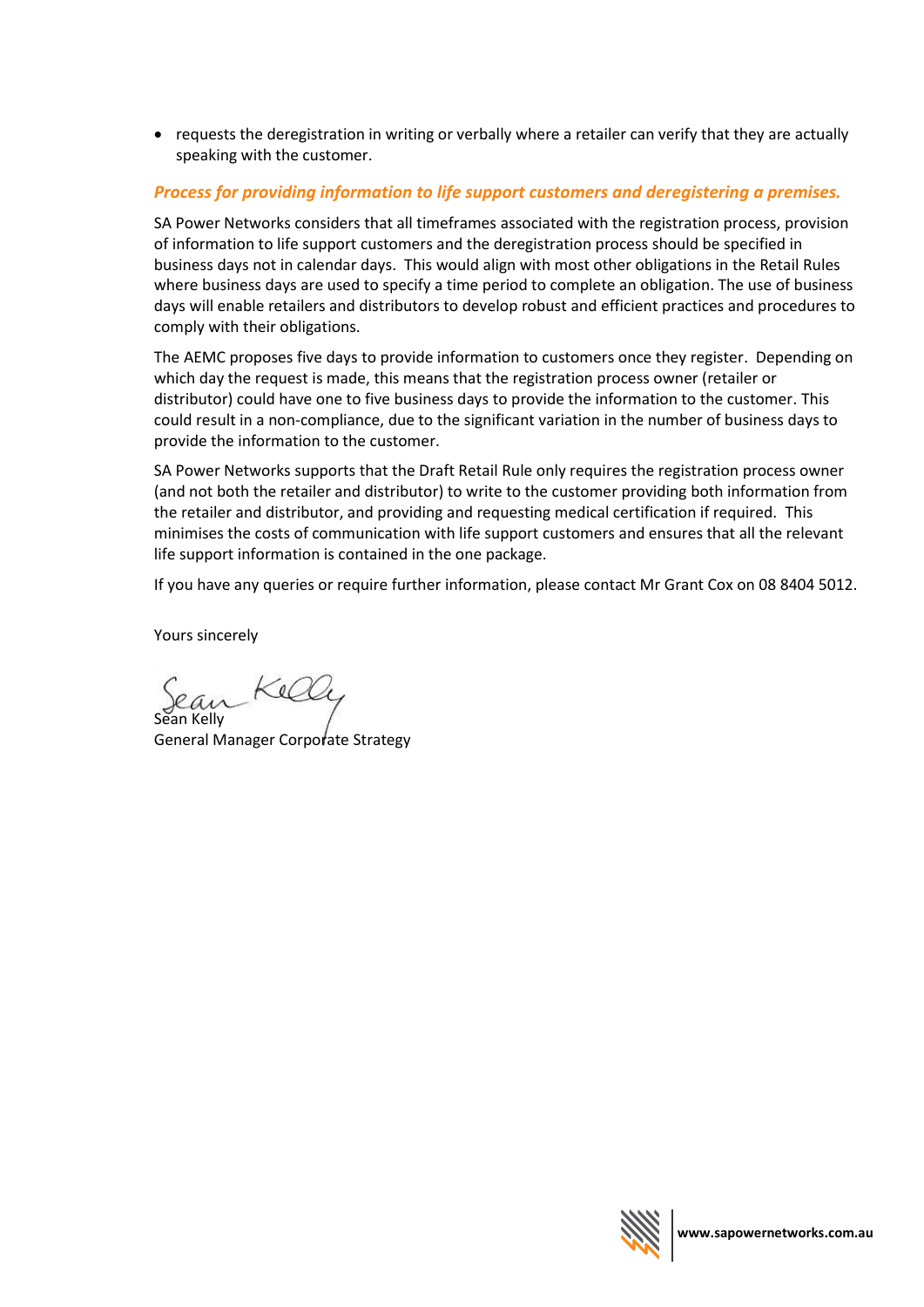- requests the deregistration in writing or verbally where a retailer can verify that they are actually speaking with the customer.

### *Process for providing information to life support customers and deregistering a premises.*

SA Power Networks considers that all timeframes associated with the registration process, provision of information to life support customers and the deregistration process should be specified in business days not in calendar days. This would align with most other obligations in the Retail Rules where business days are used to specify a time period to complete an obligation. The use of business days will enable retailers and distributors to develop robust and efficient practices and procedures to comply with their obligations.

The AEMC proposes five days to provide information to customers once they register. Depending on which day the request is made, this means that the registration process owner (retailer or distributor) could have one to five business days to provide the information to the customer. This could result in a non-compliance, due to the significant variation in the number of business days to provide the information to the customer.

SA Power Networks supports that the Draft Retail Rule only requires the registration process owner (and not both the retailer and distributor) to write to the customer providing both information from the retailer and distributor, and providing and requesting medical certification if required. This minimises the costs of communication with life support customers and ensures that all the relevant life support information is contained in the one package.

If you have any queries or require further information, please contact Mr Grant Cox on 08 8404 5012.

Yours sincerely

Sean Kelly
General Manager Corporate Strategy